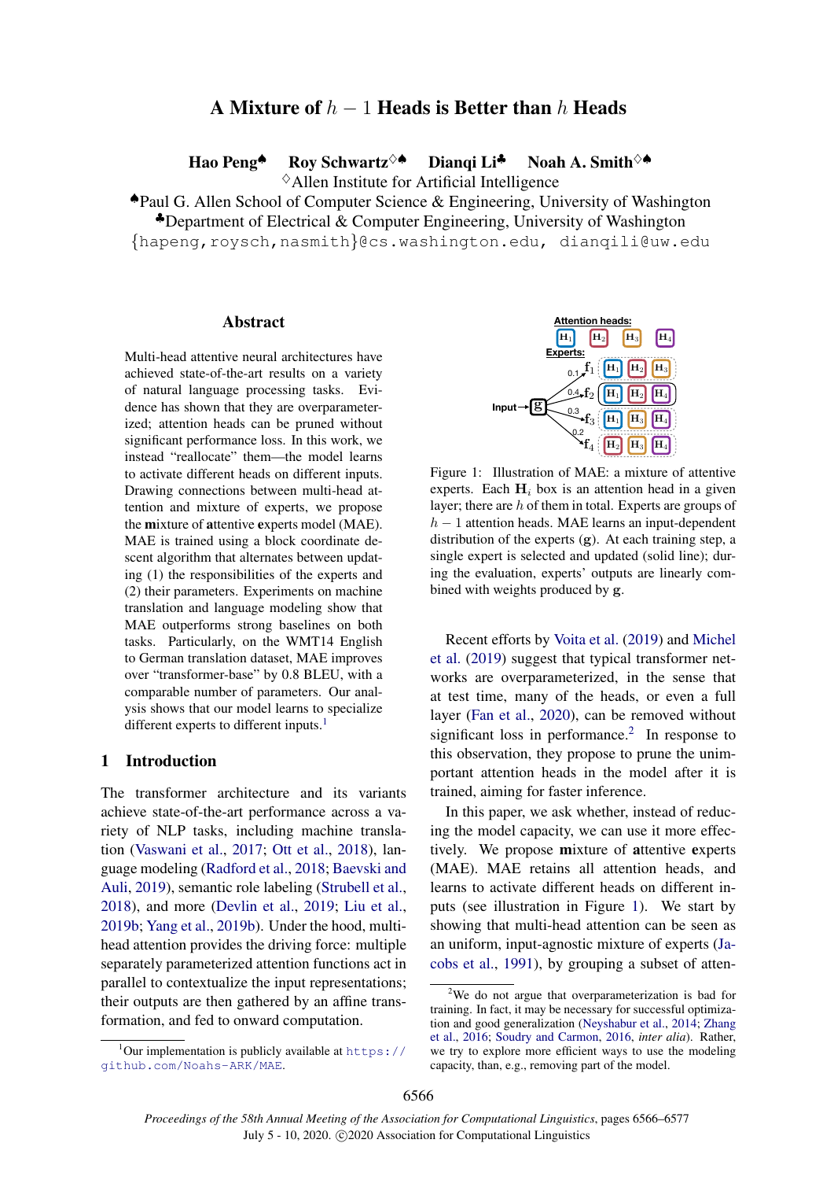# A Mixture of $h - 1$ Heads is Better than $h$ Heads

**Hao Peng**[♠] **Roy Schwartz**[♢♠] **Dianqi Li**[♣] **Noah A. Smith**[♢♠]

[♢]Allen Institute for Artificial Intelligence

[♠]Paul G. Allen School of Computer Science & Engineering, University of Washington

[♣]Department of Electrical & Computer Engineering, University of Washington

{hapeng,roysch,nasmith}@cs.washington.edu, dianqili@uw.edu

## Abstract

Multi-head attentive neural architectures have achieved state-of-the-art results on a variety of natural language processing tasks. Evidence has shown that they are overparameterized; attention heads can be pruned without significant performance loss. In this work, we instead "reallocate" them—the model learns to activate different heads on different inputs. Drawing connections between multi-head attention and mixture of experts, we propose the **m**ixture of **a**ttentive **e**xperts model (MAE). MAE is trained using a block coordinate descent algorithm that alternates between updating (1) the responsibilities of the experts and (2) their parameters. Experiments on machine translation and language modeling show that MAE outperforms strong baselines on both tasks. Particularly, on the WMT14 English to German translation dataset, MAE improves over "transformer-base" by 0.8 BLEU, with a comparable number of parameters. Our analysis shows that our model learns to specialize different experts to different inputs.[1]

## 1 Introduction

The transformer architecture and its variants achieve state-of-the-art performance across a variety of NLP tasks, including machine translation (Vaswani et al., 2017; Ott et al., 2018), language modeling (Radford et al., 2018; Baevski and Auli, 2019), semantic role labeling (Strubell et al., 2018), and more (Devlin et al., 2019; Liu et al., 2019b; Yang et al., 2019b). Under the hood, multi-head attention provides the driving force: multiple separately parameterized attention functions act in parallel to contextualize the input representations; their outputs are then gathered by an affine transformation, and fed to onward computation.

Figure 1: Illustration of MAE: a mixture of attentive experts. Each $\mathbf{H}_i$ box is an attention head in a given layer; there are $h$ of them in total. Experts are groups of $h - 1$ attention heads. MAE learns an input-dependent distribution of the experts ($\mathbf{g}$). At each training step, a single expert is selected and updated (solid line); during the evaluation, experts' outputs are linearly combined with weights produced by $\mathbf{g}$.

Recent efforts by Voita et al. (2019) and Michel et al. (2019) suggest that typical transformer networks are overparameterized, in the sense that at test time, many of the heads, or even a full layer (Fan et al., 2020), can be removed without significant loss in performance.[2] In response to this observation, they propose to prune the unimportant attention heads in the model after it is trained, aiming for faster inference.

In this paper, we ask whether, instead of reducing the model capacity, we can use it more effectively. We propose **m**ixture of **a**ttentive **e**xperts (MAE). MAE retains all attention heads, and learns to activate different heads on different inputs (see illustration in Figure 1). We start by showing that multi-head attention can be seen as an uniform, input-agnostic mixture of experts (Jacobs et al., 1991), by grouping a subset of atten-

[1]Our implementation is publicly available at https://github.com/Noahs-ARK/MAE.

[2]We do not argue that overparameterization is bad for training. In fact, it may be necessary for successful optimization and good generalization (Neyshabur et al., 2014; Zhang et al., 2016; Soudry and Carmon, 2016, *inter alia*). Rather, we try to explore more efficient ways to use the modeling capacity, than, e.g., removing part of the model.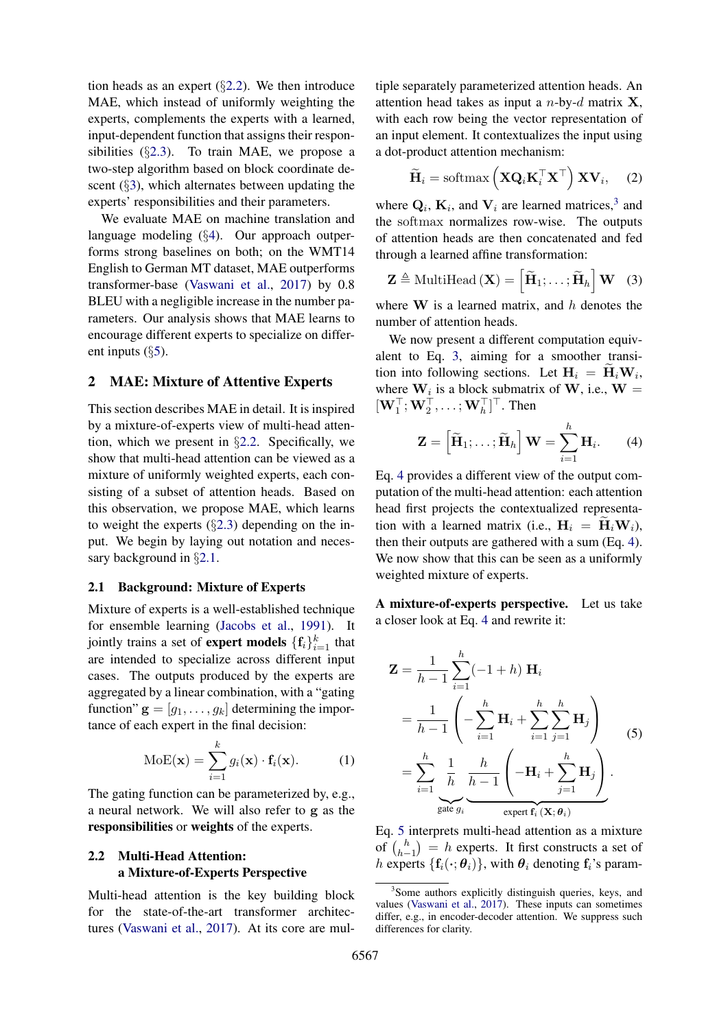tion heads as an expert (§2.2). We then introduce MAE, which instead of uniformly weighting the experts, complements the experts with a learned, input-dependent function that assigns their responsibilities (§2.3). To train MAE, we propose a two-step algorithm based on block coordinate descent (§3), which alternates between updating the experts' responsibilities and their parameters.

We evaluate MAE on machine translation and language modeling (§4). Our approach outperforms strong baselines on both; on the WMT14 English to German MT dataset, MAE outperforms transformer-base (Vaswani et al., 2017) by 0.8 BLEU with a negligible increase in the number parameters. Our analysis shows that MAE learns to encourage different experts to specialize on different inputs (§5).

## 2 MAE: Mixture of Attentive Experts

This section describes MAE in detail. It is inspired by a mixture-of-experts view of multi-head attention, which we present in §2.2. Specifically, we show that multi-head attention can be viewed as a mixture of uniformly weighted experts, each consisting of a subset of attention heads. Based on this observation, we propose MAE, which learns to weight the experts (§2.3) depending on the input. We begin by laying out notation and necessary background in §2.1.

### 2.1 Background: Mixture of Experts

Mixture of experts is a well-established technique for ensemble learning (Jacobs et al., 1991). It jointly trains a set of **expert models** $\{\mathbf{f}_i\}_{i=1}^{k}$ that are intended to specialize across different input cases. The outputs produced by the experts are aggregated by a linear combination, with a "gating function" $\mathbf{g} = [g_1, \ldots, g_k]$ determining the importance of each expert in the final decision:

$$\text{MoE}(\mathbf{x}) = \sum_{i=1}^{k} g_i(\mathbf{x}) \cdot \mathbf{f}_i(\mathbf{x}). \tag{1}$$

The gating function can be parameterized by, e.g., a neural network. We will also refer to $\mathbf{g}$ as the **responsibilities** or **weights** of the experts.

### 2.2 Multi-Head Attention: a Mixture-of-Experts Perspective

Multi-head attention is the key building block for the state-of-the-art transformer architectures (Vaswani et al., 2017). At its core are multiple separately parameterized attention heads. An attention head takes as input a $n$-by-$d$ matrix $\mathbf{X}$, with each row being the vector representation of an input element. It contextualizes the input using a dot-product attention mechanism:

$$\widetilde{\mathbf{H}}_i = \text{softmax}\left(\mathbf{X}\mathbf{Q}_i\mathbf{K}_i^\top\mathbf{X}^\top\right)\mathbf{X}\mathbf{V}_i, \tag{2}$$

where $\mathbf{Q}_i$, $\mathbf{K}_i$, and $\mathbf{V}_i$ are learned matrices,[3] and the softmax normalizes row-wise. The outputs of attention heads are then concatenated and fed through a learned affine transformation:

$$\mathbf{Z} \triangleq \text{MultiHead}(\mathbf{X}) = \left[\widetilde{\mathbf{H}}_1; \ldots; \widetilde{\mathbf{H}}_h\right]\mathbf{W} \tag{3}$$

where $\mathbf{W}$ is a learned matrix, and $h$ denotes the number of attention heads.

We now present a different computation equivalent to Eq. 3, aiming for a smoother transition into following sections. Let $\mathbf{H}_i = \widetilde{\mathbf{H}}_i\mathbf{W}_i$, where $\mathbf{W}_i$ is a block submatrix of $\mathbf{W}$, i.e., $\mathbf{W} = [\mathbf{W}_1^\top; \mathbf{W}_2^\top, \ldots; \mathbf{W}_h^\top]^\top$. Then

$$\mathbf{Z} = \left[\widetilde{\mathbf{H}}_1; \ldots; \widetilde{\mathbf{H}}_h\right]\mathbf{W} = \sum_{i=1}^{h} \mathbf{H}_i. \tag{4}$$

Eq. 4 provides a different view of the output computation of the multi-head attention: each attention head first projects the contextualized representation with a learned matrix (i.e., $\mathbf{H}_i = \widetilde{\mathbf{H}}_i\mathbf{W}_i$), then their outputs are gathered with a sum (Eq. 4). We now show that this can be seen as a uniformly weighted mixture of experts.

**A mixture-of-experts perspective.** Let us take a closer look at Eq. 4 and rewrite it:

$$\begin{aligned}
\mathbf{Z} &= \frac{1}{h-1}\sum_{i=1}^{h}(-1+h)\,\mathbf{H}_i \\
&= \frac{1}{h-1}\left(-\sum_{i=1}^{h}\mathbf{H}_i + \sum_{i=1}^{h}\sum_{j=1}^{h}\mathbf{H}_j\right) \\
&= \sum_{i=1}^{h}\underbrace{\frac{1}{h}}_{\text{gate } g_i}\;\underbrace{\frac{h}{h-1}\left(-\mathbf{H}_i + \sum_{j=1}^{h}\mathbf{H}_j\right)}_{\text{expert } \mathbf{f}_i(\mathbf{X};\boldsymbol{\theta}_i)}.
\end{aligned} \tag{5}$$

Eq. 5 interprets multi-head attention as a mixture of $\binom{h}{h-1} = h$ experts. It first constructs a set of $h$ experts $\{\mathbf{f}_i(\cdot;\boldsymbol{\theta}_i)\}$, with $\boldsymbol{\theta}_i$ denoting $\mathbf{f}_i$'s param-

[3] Some authors explicitly distinguish queries, keys, and values (Vaswani et al., 2017). These inputs can sometimes differ, e.g., in encoder-decoder attention. We suppress such differences for clarity.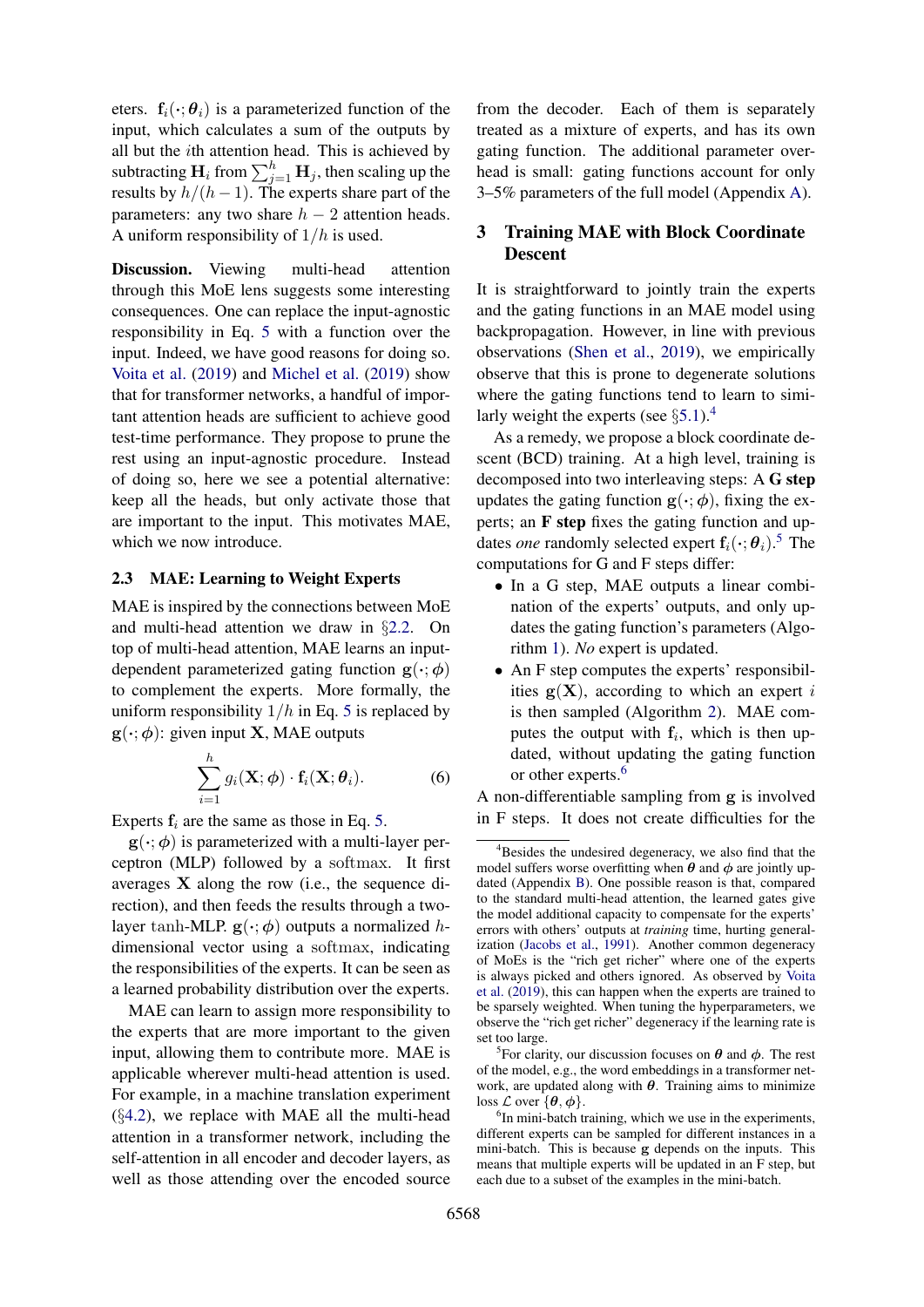eters. $\mathbf{f}_i(\cdot; \boldsymbol{\theta}_i)$ is a parameterized function of the input, which calculates a sum of the outputs by all but the $i$th attention head. This is achieved by subtracting $\mathbf{H}_i$ from $\sum_{j=1}^{h} \mathbf{H}_j$, then scaling up the results by $h/(h-1)$. The experts share part of the parameters: any two share $h-2$ attention heads. A uniform responsibility of $1/h$ is used.

**Discussion.** Viewing multi-head attention through this MoE lens suggests some interesting consequences. One can replace the input-agnostic responsibility in Eq. 5 with a function over the input. Indeed, we have good reasons for doing so. Voita et al. (2019) and Michel et al. (2019) show that for transformer networks, a handful of important attention heads are sufficient to achieve good test-time performance. They propose to prune the rest using an input-agnostic procedure. Instead of doing so, here we see a potential alternative: keep all the heads, but only activate those that are important to the input. This motivates MAE, which we now introduce.

### 2.3 MAE: Learning to Weight Experts

MAE is inspired by the connections between MoE and multi-head attention we draw in §2.2. On top of multi-head attention, MAE learns an input-dependent parameterized gating function $\mathbf{g}(\cdot; \phi)$ to complement the experts. More formally, the uniform responsibility $1/h$ in Eq. 5 is replaced by $\mathbf{g}(\cdot; \phi)$: given input $\mathbf{X}$, MAE outputs

$$\sum_{i=1}^{h} g_i(\mathbf{X}; \phi) \cdot \mathbf{f}_i(\mathbf{X}; \boldsymbol{\theta}_i). \tag{6}$$

Experts $\mathbf{f}_i$ are the same as those in Eq. 5.

$\mathbf{g}(\cdot; \phi)$ is parameterized with a multi-layer perceptron (MLP) followed by a $\operatorname{softmax}$. It first averages $\mathbf{X}$ along the row (i.e., the sequence direction), and then feeds the results through a two-layer $\tanh$-MLP. $\mathbf{g}(\cdot; \phi)$ outputs a normalized $h$-dimensional vector using a $\operatorname{softmax}$, indicating the responsibilities of the experts. It can be seen as a learned probability distribution over the experts.

MAE can learn to assign more responsibility to the experts that are more important to the given input, allowing them to contribute more. MAE is applicable wherever multi-head attention is used. For example, in a machine translation experiment (§4.2), we replace with MAE all the multi-head attention in a transformer network, including the self-attention in all encoder and decoder layers, as well as those attending over the encoded source from the decoder. Each of them is separately treated as a mixture of experts, and has its own gating function. The additional parameter overhead is small: gating functions account for only 3–5% parameters of the full model (Appendix A).

## 3 Training MAE with Block Coordinate Descent

It is straightforward to jointly train the experts and the gating functions in an MAE model using backpropagation. However, in line with previous observations (Shen et al., 2019), we empirically observe that this is prone to degenerate solutions where the gating functions tend to learn to similarly weight the experts (see §5.1).[4]

As a remedy, we propose a block coordinate descent (BCD) training. At a high level, training is decomposed into two interleaving steps: A **G step** updates the gating function $\mathbf{g}(\cdot; \phi)$, fixing the experts; an **F step** fixes the gating function and updates *one* randomly selected expert $\mathbf{f}_i(\cdot; \boldsymbol{\theta}_i)$.[5] The computations for G and F steps differ:

- In a G step, MAE outputs a linear combination of the experts' outputs, and only updates the gating function's parameters (Algorithm 1). *No* expert is updated.
- An F step computes the experts' responsibilities $\mathbf{g}(\mathbf{X})$, according to which an expert $i$ is then sampled (Algorithm 2). MAE computes the output with $\mathbf{f}_i$, which is then updated, without updating the gating function or other experts.[6]

A non-differentiable sampling from $\mathbf{g}$ is involved in F steps. It does not create difficulties for the

[4] Besides the undesired degeneracy, we also find that the model suffers worse overfitting when $\boldsymbol{\theta}$ and $\phi$ are jointly updated (Appendix B). One possible reason is that, compared to the standard multi-head attention, the learned gates give the model additional capacity to compensate for the experts' errors with others' outputs at *training* time, hurting generalization (Jacobs et al., 1991). Another common degeneracy of MoEs is the "rich get richer" where one of the experts is always picked and others ignored. As observed by Voita et al. (2019), this can happen when the experts are trained to be sparsely weighted. When tuning the hyperparameters, we observe the "rich get richer" degeneracy if the learning rate is set too large.

[5] For clarity, our discussion focuses on $\boldsymbol{\theta}$ and $\phi$. The rest of the model, e.g., the word embeddings in a transformer network, are updated along with $\boldsymbol{\theta}$. Training aims to minimize loss $\mathcal{L}$ over $\{\boldsymbol{\theta}, \phi\}$.

[6] In mini-batch training, which we use in the experiments, different experts can be sampled for different instances in a mini-batch. This is because $\mathbf{g}$ depends on the inputs. This means that multiple experts will be updated in an F step, but each due to a subset of the examples in the mini-batch.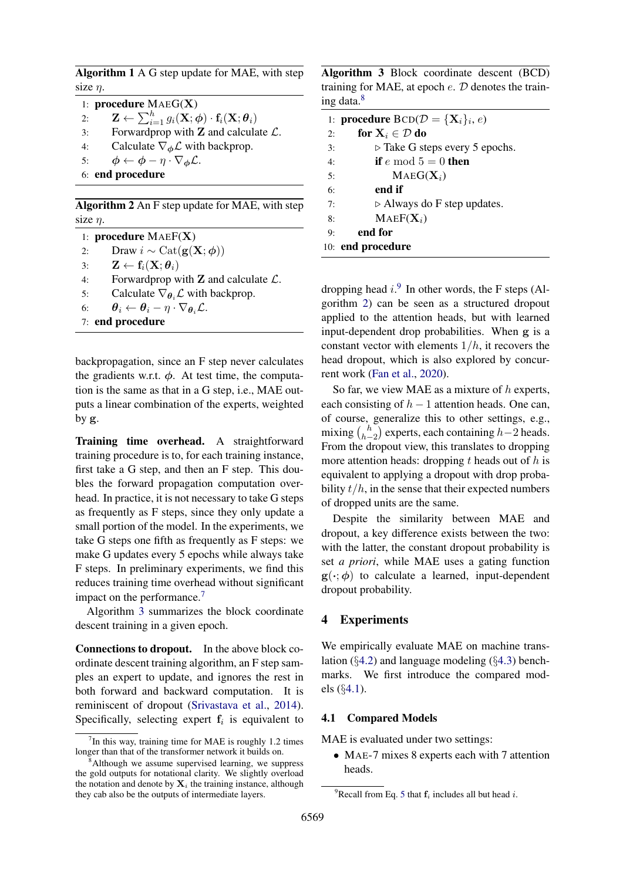**Algorithm 1** A G step update for MAE, with step size $\eta$.

```
1: procedure MAEG(X)
2:     Z ← Σ_{i=1}^{h} g_i(X; φ) · f_i(X; θ_i)
3:     Forwardprop with Z and calculate L.
4:     Calculate ∇_φ L with backprop.
5:     φ ← φ − η · ∇_φ L.
6: end procedure
```

**Algorithm 2** An F step update for MAE, with step size $\eta$.

```
1: procedure MAEF(X)
2:     Draw i ~ Cat(g(X; φ))
3:     Z ← f_i(X; θ_i)
4:     Forwardprop with Z and calculate L.
5:     Calculate ∇_{θ_i} L with backprop.
6:     θ_i ← θ_i − η · ∇_{θ_i} L.
7: end procedure
```

backpropagation, since an F step never calculates the gradients w.r.t. $\phi$. At test time, the computation is the same as that in a G step, i.e., MAE outputs a linear combination of the experts, weighted by $\mathbf{g}$.

**Training time overhead.** A straightforward training procedure is to, for each training instance, first take a G step, and then an F step. This doubles the forward propagation computation overhead. In practice, it is not necessary to take G steps as frequently as F steps, since they only update a small portion of the model. In the experiments, we take G steps one fifth as frequently as F steps: we make G updates every 5 epochs while always take F steps. In preliminary experiments, we find this reduces training time overhead without significant impact on the performance.[7]

Algorithm 3 summarizes the block coordinate descent training in a given epoch.

**Connections to dropout.** In the above block coordinate descent training algorithm, an F step samples an expert to update, and ignores the rest in both forward and backward computation. It is reminiscent of dropout (Srivastava et al., 2014). Specifically, selecting expert $\mathbf{f}_i$ is equivalent to

**Algorithm 3** Block coordinate descent (BCD) training for MAE, at epoch $e$. $\mathcal{D}$ denotes the training data.[8]

```
1: procedure BCD(D = {X_i}_i, e)
2:     for X_i ∈ D do
3:         ▷ Take G steps every 5 epochs.
4:         if e mod 5 = 0 then
5:             MAEG(X_i)
6:         end if
7:         ▷ Always do F step updates.
8:         MAEF(X_i)
9:     end for
10: end procedure
```

dropping head $i$.[9] In other words, the F steps (Algorithm 2) can be seen as a structured dropout applied to the attention heads, but with learned input-dependent drop probabilities. When $\mathbf{g}$ is a constant vector with elements $1/h$, it recovers the head dropout, which is also explored by concurrent work (Fan et al., 2020).

So far, we view MAE as a mixture of $h$ experts, each consisting of $h-1$ attention heads. One can, of course, generalize this to other settings, e.g., mixing $\binom{h}{h-2}$ experts, each containing $h-2$ heads. From the dropout view, this translates to dropping more attention heads: dropping $t$ heads out of $h$ is equivalent to applying a dropout with drop probability $t/h$, in the sense that their expected numbers of dropped units are the same.

Despite the similarity between MAE and dropout, a key difference exists between the two: with the latter, the constant dropout probability is set *a priori*, while MAE uses a gating function $\mathbf{g}(\cdot;\phi)$ to calculate a learned, input-dependent dropout probability.

## 4 Experiments

We empirically evaluate MAE on machine translation (§4.2) and language modeling (§4.3) benchmarks. We first introduce the compared models (§4.1).

### 4.1 Compared Models

MAE is evaluated under two settings:

- MAE-7 mixes 8 experts each with 7 attention heads.

[7] In this way, training time for MAE is roughly 1.2 times longer than that of the transformer network it builds on.

[8] Although we assume supervised learning, we suppress the gold outputs for notational clarity. We slightly overload the notation and denote by $\mathbf{X}_i$ the training instance, although they cab also be the outputs of intermediate layers.

[9] Recall from Eq. 5 that $\mathbf{f}_i$ includes all but head $i$.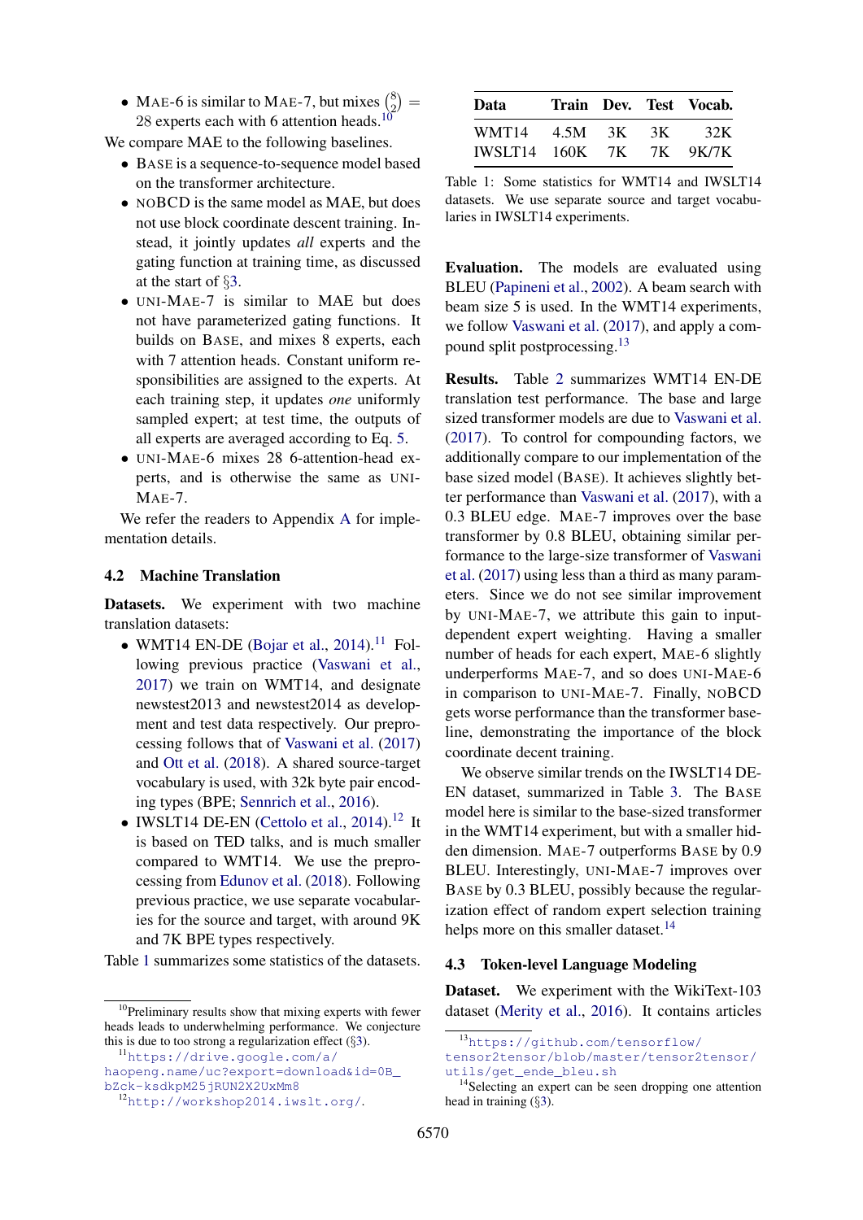- MAE-6 is similar to MAE-7, but mixes $\binom{8}{2} = 28$ experts each with 6 attention heads.[10]

We compare MAE to the following baselines.

- BASE is a sequence-to-sequence model based on the transformer architecture.
- NOBCD is the same model as MAE, but does not use block coordinate descent training. Instead, it jointly updates *all* experts and the gating function at training time, as discussed at the start of §3.
- UNI-MAE-7 is similar to MAE but does not have parameterized gating functions. It builds on BASE, and mixes 8 experts, each with 7 attention heads. Constant uniform responsibilities are assigned to the experts. At each training step, it updates *one* uniformly sampled expert; at test time, the outputs of all experts are averaged according to Eq. 5.
- UNI-MAE-6 mixes 28 6-attention-head experts, and is otherwise the same as UNI-MAE-7.

We refer the readers to Appendix A for implementation details.

## 4.2 Machine Translation

**Datasets.** We experiment with two machine translation datasets:

- WMT14 EN-DE (Bojar et al., 2014).[11] Following previous practice (Vaswani et al., 2017) we train on WMT14, and designate newstest2013 and newstest2014 as development and test data respectively. Our preprocessing follows that of Vaswani et al. (2017) and Ott et al. (2018). A shared source-target vocabulary is used, with 32k byte pair encoding types (BPE; Sennrich et al., 2016).
- IWSLT14 DE-EN (Cettolo et al., 2014).[12] It is based on TED talks, and is much smaller compared to WMT14. We use the preprocessing from Edunov et al. (2018). Following previous practice, we use separate vocabularies for the source and target, with around 9K and 7K BPE types respectively.

Table 1 summarizes some statistics of the datasets.

| Data | Train | Dev. | Test | Vocab. |
|---|---|---|---|---|
| WMT14 | 4.5M | 3K | 3K | 32K |
| IWSLT14 | 160K | 7K | 7K | 9K/7K |

Table 1: Some statistics for WMT14 and IWSLT14 datasets. We use separate source and target vocabularies in IWSLT14 experiments.

**Evaluation.** The models are evaluated using BLEU (Papineni et al., 2002). A beam search with beam size 5 is used. In the WMT14 experiments, we follow Vaswani et al. (2017), and apply a compound split postprocessing.[13]

**Results.** Table 2 summarizes WMT14 EN-DE translation test performance. The base and large sized transformer models are due to Vaswani et al. (2017). To control for compounding factors, we additionally compare to our implementation of the base sized model (BASE). It achieves slightly better performance than Vaswani et al. (2017), with a 0.3 BLEU edge. MAE-7 improves over the base transformer by 0.8 BLEU, obtaining similar performance to the large-size transformer of Vaswani et al. (2017) using less than a third as many parameters. Since we do not see similar improvement by UNI-MAE-7, we attribute this gain to input-dependent expert weighting. Having a smaller number of heads for each expert, MAE-6 slightly underperforms MAE-7, and so does UNI-MAE-6 in comparison to UNI-MAE-7. Finally, NOBCD gets worse performance than the transformer baseline, demonstrating the importance of the block coordinate decent training.

We observe similar trends on the IWSLT14 DE-EN dataset, summarized in Table 3. The BASE model here is similar to the base-sized transformer in the WMT14 experiment, but with a smaller hidden dimension. MAE-7 outperforms BASE by 0.9 BLEU. Interestingly, UNI-MAE-7 improves over BASE by 0.3 BLEU, possibly because the regularization effect of random expert selection training helps more on this smaller dataset.[14]

## 4.3 Token-level Language Modeling

**Dataset.** We experiment with the WikiText-103 dataset (Merity et al., 2016). It contains articles

[10] Preliminary results show that mixing experts with fewer heads leads to underwhelming performance. We conjecture this is due to too strong a regularization effect (§3).

[11] https://drive.google.com/a/haopeng.name/uc?export=download&id=0B_bZck-ksdkpM25jRUN2X2UxMm8

[12] http://workshop2014.iwslt.org/.

[13] https://github.com/tensorflow/tensor2tensor/blob/master/tensor2tensor/utils/get_ende_bleu.sh

[14] Selecting an expert can be seen dropping one attention head in training (§3).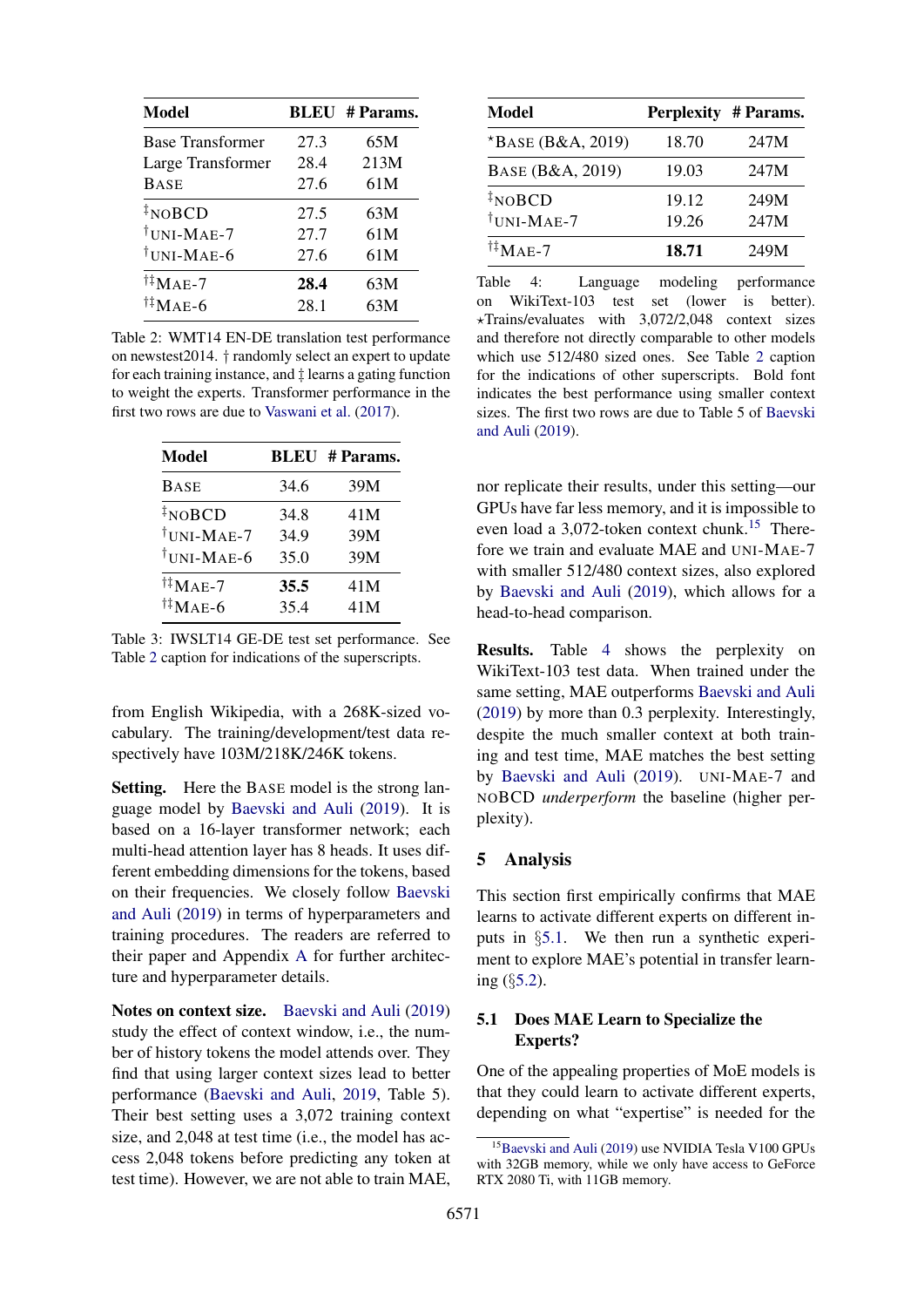| Model | BLEU | # Params. |
|---|---|---|
| Base Transformer | 27.3 | 65M |
| Large Transformer | 28.4 | 213M |
| BASE | 27.6 | 61M |
| ‡NOBCD | 27.5 | 63M |
| †UNI-MAE-7 | 27.7 | 61M |
| †UNI-MAE-6 | 27.6 | 61M |
| †‡MAE-7 | **28.4** | 63M |
| †‡MAE-6 | 28.1 | 63M |

Table 2: WMT14 EN-DE translation test performance on newstest2014. † randomly select an expert to update for each training instance, and ‡ learns a gating function to weight the experts. Transformer performance in the first two rows are due to Vaswani et al. (2017).

| Model | BLEU | # Params. |
|---|---|---|
| BASE | 34.6 | 39M |
| ‡NOBCD | 34.8 | 41M |
| †UNI-MAE-7 | 34.9 | 39M |
| †UNI-MAE-6 | 35.0 | 39M |
| †‡MAE-7 | **35.5** | 41M |
| †‡MAE-6 | 35.4 | 41M |

Table 3: IWSLT14 GE-DE test set performance. See Table 2 caption for indications of the superscripts.

from English Wikipedia, with a 268K-sized vocabulary. The training/development/test data respectively have 103M/218K/246K tokens.

**Setting.** Here the BASE model is the strong language model by Baevski and Auli (2019). It is based on a 16-layer transformer network; each multi-head attention layer has 8 heads. It uses different embedding dimensions for the tokens, based on their frequencies. We closely follow Baevski and Auli (2019) in terms of hyperparameters and training procedures. The readers are referred to their paper and Appendix A for further architecture and hyperparameter details.

**Notes on context size.** Baevski and Auli (2019) study the effect of context window, i.e., the number of history tokens the model attends over. They find that using larger context sizes lead to better performance (Baevski and Auli, 2019, Table 5). Their best setting uses a 3,072 training context size, and 2,048 at test time (i.e., the model has access 2,048 tokens before predicting any token at test time). However, we are not able to train MAE, nor replicate their results, under this setting—our GPUs have far less memory, and it is impossible to even load a 3,072-token context chunk.[15] Therefore we train and evaluate MAE and UNI-MAE-7 with smaller 512/480 context sizes, also explored by Baevski and Auli (2019), which allows for a head-to-head comparison.

| Model | Perplexity | # Params. |
|---|---|---|
| ⋆BASE (B&A, 2019) | 18.70 | 247M |
| BASE (B&A, 2019) | 19.03 | 247M |
| ‡NOBCD | 19.12 | 249M |
| †UNI-MAE-7 | 19.26 | 247M |
| †‡MAE-7 | **18.71** | 249M |

Table 4: Language modeling performance on WikiText-103 test set (lower is better). ⋆Trains/evaluates with 3,072/2,048 context sizes and therefore not directly comparable to other models which use 512/480 sized ones. See Table 2 caption for the indications of other superscripts. Bold font indicates the best performance using smaller context sizes. The first two rows are due to Table 5 of Baevski and Auli (2019).

**Results.** Table 4 shows the perplexity on WikiText-103 test data. When trained under the same setting, MAE outperforms Baevski and Auli (2019) by more than 0.3 perplexity. Interestingly, despite the much smaller context at both training and test time, MAE matches the best setting by Baevski and Auli (2019). UNI-MAE-7 and NOBCD *underperform* the baseline (higher perplexity).

## 5 Analysis

This section first empirically confirms that MAE learns to activate different experts on different inputs in §5.1. We then run a synthetic experiment to explore MAE's potential in transfer learning (§5.2).

### 5.1 Does MAE Learn to Specialize the Experts?

One of the appealing properties of MoE models is that they could learn to activate different experts, depending on what "expertise" is needed for the

[15] Baevski and Auli (2019) use NVIDIA Tesla V100 GPUs with 32GB memory, while we only have access to GeForce RTX 2080 Ti, with 11GB memory.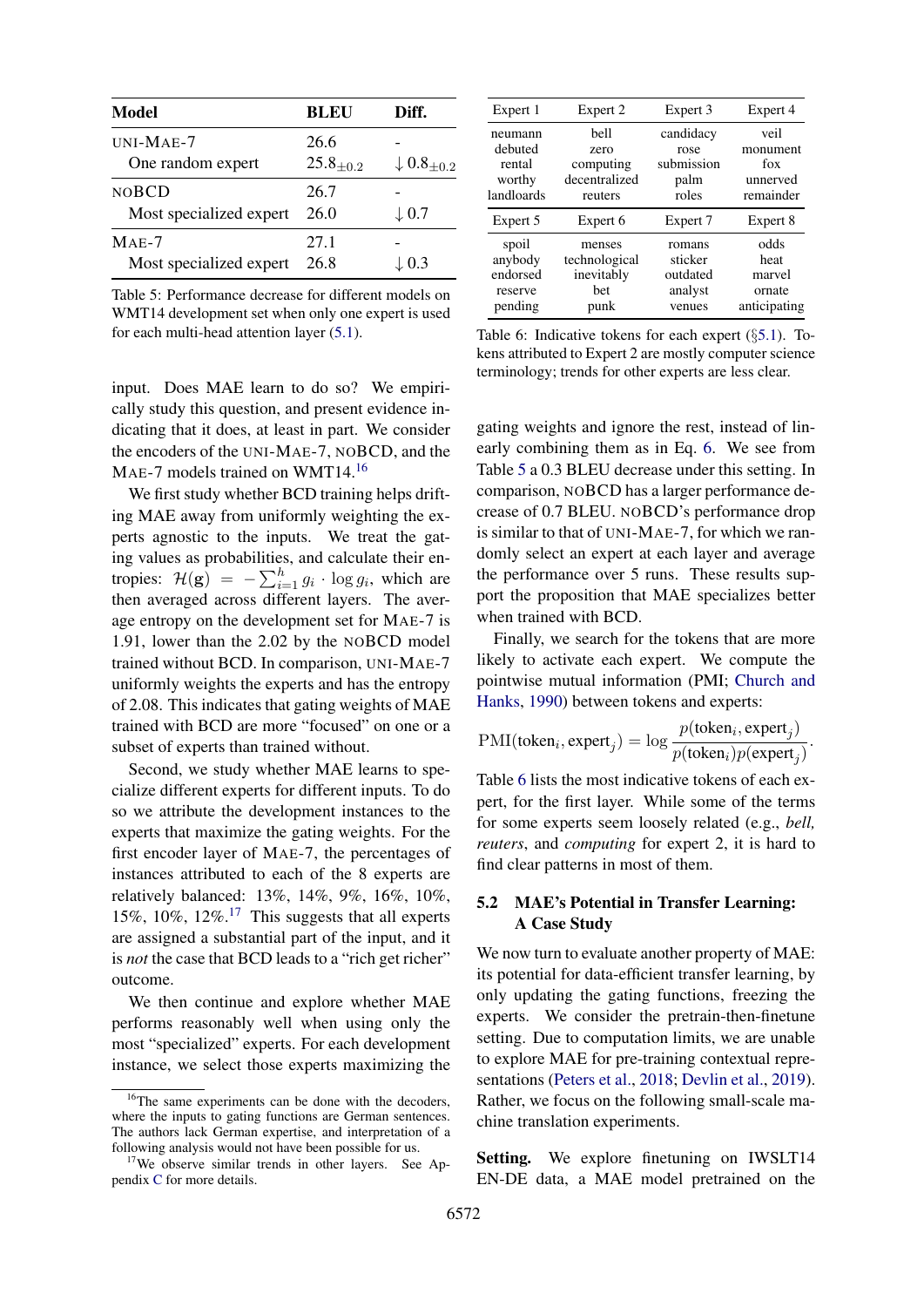| Model | BLEU | Diff. |
|---|---|---|
| UNI-MAE-7 | 26.6 | - |
| One random expert | $25.8_{\pm 0.2}$ | $\downarrow 0.8_{\pm 0.2}$ |
| NOBCD | 26.7 | - |
| Most specialized expert | 26.0 | $\downarrow 0.7$ |
| MAE-7 | 27.1 | - |
| Most specialized expert | 26.8 | $\downarrow 0.3$ |

Table 5: Performance decrease for different models on WMT14 development set when only one expert is used for each multi-head attention layer (5.1).

| Expert 1 | Expert 2 | Expert 3 | Expert 4 |
|---|---|---|---|
| neumann | bell | candidacy | veil |
| debuted | zero | rose | monument |
| rental | computing | submission | fox |
| worthy | decentralized | palm | unnerved |
| landlords | reuters | roles | remainder |
| **Expert 5** | **Expert 6** | **Expert 7** | **Expert 8** |
| spoil | menses | romans | odds |
| anybody | technological | sticker | heat |
| endorsed | inevitably | outdated | marvel |
| reserve | bet | analyst | ornate |
| pending | punk | venues | anticipating |

Table 6: Indicative tokens for each expert (§5.1). Tokens attributed to Expert 2 are mostly computer science terminology; trends for other experts are less clear.

input. Does MAE learn to do so? We empirically study this question, and present evidence indicating that it does, at least in part. We consider the encoders of the UNI-MAE-7, NOBCD, and the MAE-7 models trained on WMT14.[16]

We first study whether BCD training helps drifting MAE away from uniformly weighting the experts agnostic to the inputs. We treat the gating values as probabilities, and calculate their entropies: $\mathcal{H}(\mathbf{g}) = -\sum_{i=1}^{h} g_i \cdot \log g_i$, which are then averaged across different layers. The average entropy on the development set for MAE-7 is 1.91, lower than the 2.02 by the NOBCD model trained without BCD. In comparison, UNI-MAE-7 uniformly weights the experts and has the entropy of 2.08. This indicates that gating weights of MAE trained with BCD are more "focused" on one or a subset of experts than trained without.

Second, we study whether MAE learns to specialize different experts for different inputs. To do so we attribute the development instances to the experts that maximize the gating weights. For the first encoder layer of MAE-7, the percentages of instances attributed to each of the 8 experts are relatively balanced: 13%, 14%, 9%, 16%, 10%, 15%, 10%, 12%.[17] This suggests that all experts are assigned a substantial part of the input, and it is *not* the case that BCD leads to a "rich get richer" outcome.

We then continue and explore whether MAE performs reasonably well when using only the most "specialized" experts. For each development instance, we select those experts maximizing the gating weights and ignore the rest, instead of linearly combining them as in Eq. 6. We see from Table 5 a 0.3 BLEU decrease under this setting. In comparison, NOBCD has a larger performance decrease of 0.7 BLEU. NOBCD's performance drop is similar to that of UNI-MAE-7, for which we randomly select an expert at each layer and average the performance over 5 runs. These results support the proposition that MAE specializes better when trained with BCD.

Finally, we search for the tokens that are more likely to activate each expert. We compute the pointwise mutual information (PMI; Church and Hanks, 1990) between tokens and experts:

$$\text{PMI}(\text{token}_i, \text{expert}_j) = \log \frac{p(\text{token}_i, \text{expert}_j)}{p(\text{token}_i)p(\text{expert}_j)}.$$

Table 6 lists the most indicative tokens of each expert, for the first layer. While some of the terms for some experts seem loosely related (e.g., *bell, reuters*, and *computing* for expert 2, it is hard to find clear patterns in most of them.

## 5.2 MAE's Potential in Transfer Learning: A Case Study

We now turn to evaluate another property of MAE: its potential for data-efficient transfer learning, by only updating the gating functions, freezing the experts. We consider the pretrain-then-finetune setting. Due to computation limits, we are unable to explore MAE for pre-training contextual representations (Peters et al., 2018; Devlin et al., 2019). Rather, we focus on the following small-scale machine translation experiments.

**Setting.** We explore finetuning on IWSLT14 EN-DE data, a MAE model pretrained on the

[16] The same experiments can be done with the decoders, where the inputs to gating functions are German sentences. The authors lack German expertise, and interpretation of a following analysis would not have been possible for us.

[17] We observe similar trends in other layers. See Appendix C for more details.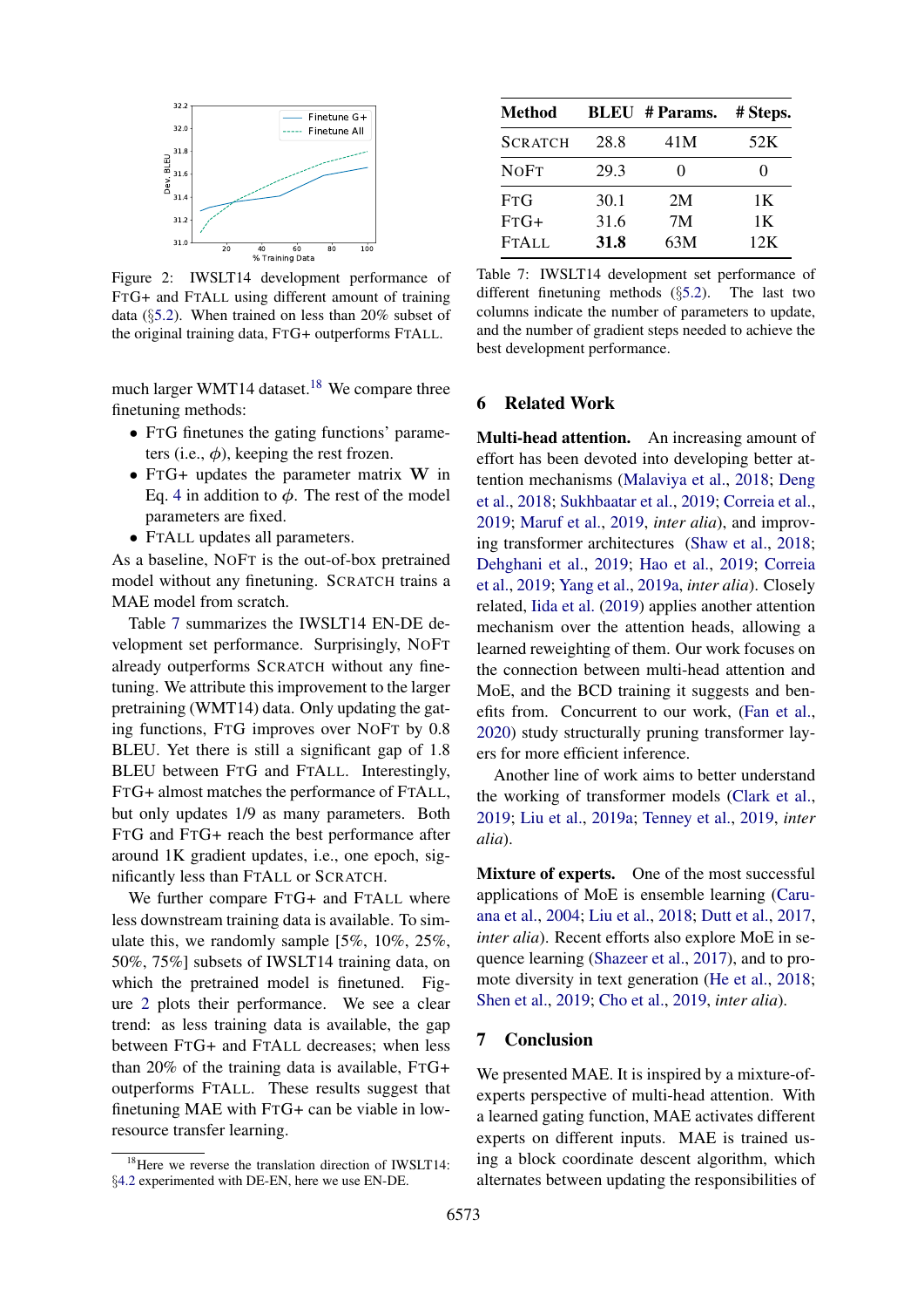Figure 2: IWSLT14 development performance of FTG+ and FTALL using different amount of training data (§5.2). When trained on less than 20% subset of the original training data, FTG+ outperforms FTALL.

much larger WMT14 dataset.[18] We compare three finetuning methods:

- FTG finetunes the gating functions' parameters (i.e., $\phi$), keeping the rest frozen.
- FTG+ updates the parameter matrix $\mathbf{W}$ in Eq. 4 in addition to $\phi$. The rest of the model parameters are fixed.
- FTALL updates all parameters.

As a baseline, NOFT is the out-of-box pretrained model without any finetuning. SCRATCH trains a MAE model from scratch.

Table 7 summarizes the IWSLT14 EN-DE development set performance. Surprisingly, NOFT already outperforms SCRATCH without any finetuning. We attribute this improvement to the larger pretraining (WMT14) data. Only updating the gating functions, FTG improves over NOFT by 0.8 BLEU. Yet there is still a significant gap of 1.8 BLEU between FTG and FTALL. Interestingly, FTG+ almost matches the performance of FTALL, but only updates 1/9 as many parameters. Both FTG and FTG+ reach the best performance after around 1K gradient updates, i.e., one epoch, significantly less than FTALL or SCRATCH.

We further compare FTG+ and FTALL where less downstream training data is available. To simulate this, we randomly sample [5%, 10%, 25%, 50%, 75%] subsets of IWSLT14 training data, on which the pretrained model is finetuned. Figure 2 plots their performance. We see a clear trend: as less training data is available, the gap between FTG+ and FTALL decreases; when less than 20% of the training data is available, FTG+ outperforms FTALL. These results suggest that finetuning MAE with FTG+ can be viable in low-resource transfer learning.

[18] Here we reverse the translation direction of IWSLT14: §4.2 experimented with DE-EN, here we use EN-DE.

| Method | BLEU | # Params. | # Steps. |
|---|---|---|---|
| SCRATCH | 28.8 | 41M | 52K |
| NOFT | 29.3 | 0 | 0 |
| FTG | 30.1 | 2M | 1K |
| FTG+ | 31.6 | 7M | 1K |
| FTALL | **31.8** | 63M | 12K |

Table 7: IWSLT14 development set performance of different finetuning methods (§5.2). The last two columns indicate the number of parameters to update, and the number of gradient steps needed to achieve the best development performance.

## 6 Related Work

**Multi-head attention.** An increasing amount of effort has been devoted into developing better attention mechanisms (Malaviya et al., 2018; Deng et al., 2018; Sukhbaatar et al., 2019; Correia et al., 2019; Maruf et al., 2019, *inter alia*), and improving transformer architectures (Shaw et al., 2018; Dehghani et al., 2019; Hao et al., 2019; Correia et al., 2019; Yang et al., 2019a, *inter alia*). Closely related, Iida et al. (2019) applies another attention mechanism over the attention heads, allowing a learned reweighting of them. Our work focuses on the connection between multi-head attention and MoE, and the BCD training it suggests and benefits from. Concurrent to our work, (Fan et al., 2020) study structurally pruning transformer layers for more efficient inference.

Another line of work aims to better understand the working of transformer models (Clark et al., 2019; Liu et al., 2019a; Tenney et al., 2019, *inter alia*).

**Mixture of experts.** One of the most successful applications of MoE is ensemble learning (Caruana et al., 2004; Liu et al., 2018; Dutt et al., 2017, *inter alia*). Recent efforts also explore MoE in sequence learning (Shazeer et al., 2017), and to promote diversity in text generation (He et al., 2018; Shen et al., 2019; Cho et al., 2019, *inter alia*).

## 7 Conclusion

We presented MAE. It is inspired by a mixture-of-experts perspective of multi-head attention. With a learned gating function, MAE activates different experts on different inputs. MAE is trained using a block coordinate descent algorithm, which alternates between updating the responsibilities of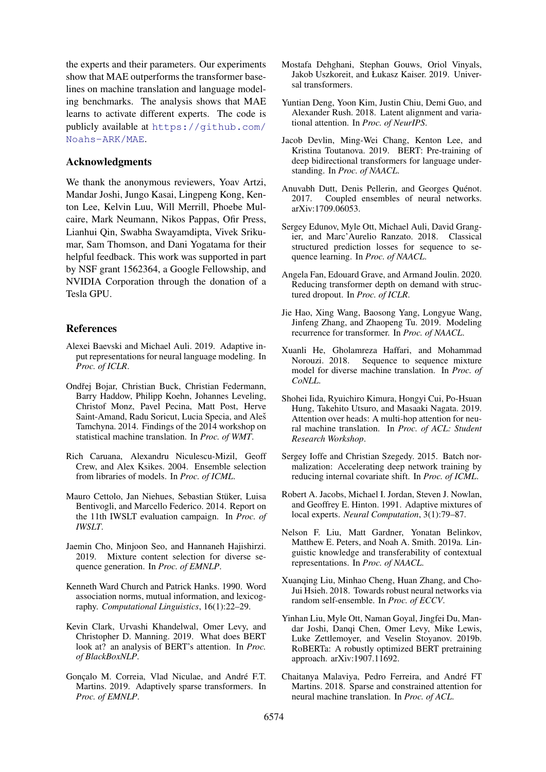the experts and their parameters. Our experiments show that MAE outperforms the transformer baselines on machine translation and language modeling benchmarks. The analysis shows that MAE learns to activate different experts. The code is publicly available at https://github.com/Noahs-ARK/MAE.

## Acknowledgments

We thank the anonymous reviewers, Yoav Artzi, Mandar Joshi, Jungo Kasai, Lingpeng Kong, Kenton Lee, Kelvin Luu, Will Merrill, Phoebe Mulcaire, Mark Neumann, Nikos Pappas, Ofir Press, Lianhui Qin, Swabha Swayamdipta, Vivek Srikumar, Sam Thomson, and Dani Yogatama for their helpful feedback. This work was supported in part by NSF grant 1562364, a Google Fellowship, and NVIDIA Corporation through the donation of a Tesla GPU.

## References

Alexei Baevski and Michael Auli. 2019. Adaptive input representations for neural language modeling. In *Proc. of ICLR*.

Ondřej Bojar, Christian Buck, Christian Federmann, Barry Haddow, Philipp Koehn, Johannes Leveling, Christof Monz, Pavel Pecina, Matt Post, Herve Saint-Amand, Radu Soricut, Lucia Specia, and Aleš Tamchyna. 2014. Findings of the 2014 workshop on statistical machine translation. In *Proc. of WMT*.

Rich Caruana, Alexandru Niculescu-Mizil, Geoff Crew, and Alex Ksikes. 2004. Ensemble selection from libraries of models. In *Proc. of ICML*.

Mauro Cettolo, Jan Niehues, Sebastian Stüker, Luisa Bentivogli, and Marcello Federico. 2014. Report on the 11th IWSLT evaluation campaign. In *Proc. of IWSLT*.

Jaemin Cho, Minjoon Seo, and Hannaneh Hajishirzi. 2019. Mixture content selection for diverse sequence generation. In *Proc. of EMNLP*.

Kenneth Ward Church and Patrick Hanks. 1990. Word association norms, mutual information, and lexicography. *Computational Linguistics*, 16(1):22–29.

Kevin Clark, Urvashi Khandelwal, Omer Levy, and Christopher D. Manning. 2019. What does BERT look at? an analysis of BERT's attention. In *Proc. of BlackBoxNLP*.

Gonçalo M. Correia, Vlad Niculae, and André F.T. Martins. 2019. Adaptively sparse transformers. In *Proc. of EMNLP*.

Mostafa Dehghani, Stephan Gouws, Oriol Vinyals, Jakob Uszkoreit, and Łukasz Kaiser. 2019. Universal transformers.

Yuntian Deng, Yoon Kim, Justin Chiu, Demi Guo, and Alexander Rush. 2018. Latent alignment and variational attention. In *Proc. of NeurIPS*.

Jacob Devlin, Ming-Wei Chang, Kenton Lee, and Kristina Toutanova. 2019. BERT: Pre-training of deep bidirectional transformers for language understanding. In *Proc. of NAACL*.

Anuvabh Dutt, Denis Pellerin, and Georges Quénot. 2017. Coupled ensembles of neural networks. arXiv:1709.06053.

Sergey Edunov, Myle Ott, Michael Auli, David Grangier, and Marc'Aurelio Ranzato. 2018. Classical structured prediction losses for sequence to sequence learning. In *Proc. of NAACL*.

Angela Fan, Edouard Grave, and Armand Joulin. 2020. Reducing transformer depth on demand with structured dropout. In *Proc. of ICLR*.

Jie Hao, Xing Wang, Baosong Yang, Longyue Wang, Jinfeng Zhang, and Zhaopeng Tu. 2019. Modeling recurrence for transformer. In *Proc. of NAACL*.

Xuanli He, Gholamreza Haffari, and Mohammad Norouzi. 2018. Sequence to sequence mixture model for diverse machine translation. In *Proc. of CoNLL*.

Shohei Iida, Ryuichiro Kimura, Hongyi Cui, Po-Hsuan Hung, Takehito Utsuro, and Masaaki Nagata. 2019. Attention over heads: A multi-hop attention for neural machine translation. In *Proc. of ACL: Student Research Workshop*.

Sergey Ioffe and Christian Szegedy. 2015. Batch normalization: Accelerating deep network training by reducing internal covariate shift. In *Proc. of ICML*.

Robert A. Jacobs, Michael I. Jordan, Steven J. Nowlan, and Geoffrey E. Hinton. 1991. Adaptive mixtures of local experts. *Neural Computation*, 3(1):79–87.

Nelson F. Liu, Matt Gardner, Yonatan Belinkov, Matthew E. Peters, and Noah A. Smith. 2019a. Linguistic knowledge and transferability of contextual representations. In *Proc. of NAACL*.

Xuanqing Liu, Minhao Cheng, Huan Zhang, and Cho-Jui Hsieh. 2018. Towards robust neural networks via random self-ensemble. In *Proc. of ECCV*.

Yinhan Liu, Myle Ott, Naman Goyal, Jingfei Du, Mandar Joshi, Danqi Chen, Omer Levy, Mike Lewis, Luke Zettlemoyer, and Veselin Stoyanov. 2019b. RoBERTa: A robustly optimized BERT pretraining approach. arXiv:1907.11692.

Chaitanya Malaviya, Pedro Ferreira, and André FT Martins. 2018. Sparse and constrained attention for neural machine translation. In *Proc. of ACL*.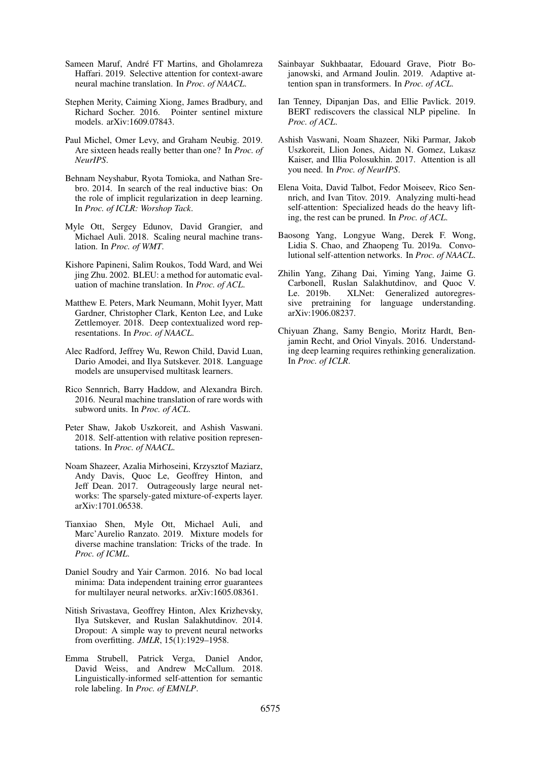Sameen Maruf, André FT Martins, and Gholamreza Haffari. 2019. Selective attention for context-aware neural machine translation. In *Proc. of NAACL*.

Stephen Merity, Caiming Xiong, James Bradbury, and Richard Socher. 2016. Pointer sentinel mixture models. arXiv:1609.07843.

Paul Michel, Omer Levy, and Graham Neubig. 2019. Are sixteen heads really better than one? In *Proc. of NeurIPS*.

Behnam Neyshabur, Ryota Tomioka, and Nathan Srebro. 2014. In search of the real inductive bias: On the role of implicit regularization in deep learning. In *Proc. of ICLR: Worshop Tack*.

Myle Ott, Sergey Edunov, David Grangier, and Michael Auli. 2018. Scaling neural machine translation. In *Proc. of WMT*.

Kishore Papineni, Salim Roukos, Todd Ward, and Wei jing Zhu. 2002. BLEU: a method for automatic evaluation of machine translation. In *Proc. of ACL*.

Matthew E. Peters, Mark Neumann, Mohit Iyyer, Matt Gardner, Christopher Clark, Kenton Lee, and Luke Zettlemoyer. 2018. Deep contextualized word representations. In *Proc. of NAACL*.

Alec Radford, Jeffrey Wu, Rewon Child, David Luan, Dario Amodei, and Ilya Sutskever. 2018. Language models are unsupervised multitask learners.

Rico Sennrich, Barry Haddow, and Alexandra Birch. 2016. Neural machine translation of rare words with subword units. In *Proc. of ACL*.

Peter Shaw, Jakob Uszkoreit, and Ashish Vaswani. 2018. Self-attention with relative position representations. In *Proc. of NAACL*.

Noam Shazeer, Azalia Mirhoseini, Krzysztof Maziarz, Andy Davis, Quoc Le, Geoffrey Hinton, and Jeff Dean. 2017. Outrageously large neural networks: The sparsely-gated mixture-of-experts layer. arXiv:1701.06538.

Tianxiao Shen, Myle Ott, Michael Auli, and Marc'Aurelio Ranzato. 2019. Mixture models for diverse machine translation: Tricks of the trade. In *Proc. of ICML*.

Daniel Soudry and Yair Carmon. 2016. No bad local minima: Data independent training error guarantees for multilayer neural networks. arXiv:1605.08361.

Nitish Srivastava, Geoffrey Hinton, Alex Krizhevsky, Ilya Sutskever, and Ruslan Salakhutdinov. 2014. Dropout: A simple way to prevent neural networks from overfitting. *JMLR*, 15(1):1929–1958.

Emma Strubell, Patrick Verga, Daniel Andor, David Weiss, and Andrew McCallum. 2018. Linguistically-informed self-attention for semantic role labeling. In *Proc. of EMNLP*.

Sainbayar Sukhbaatar, Edouard Grave, Piotr Bojanowski, and Armand Joulin. 2019. Adaptive attention span in transformers. In *Proc. of ACL*.

Ian Tenney, Dipanjan Das, and Ellie Pavlick. 2019. BERT rediscovers the classical NLP pipeline. In *Proc. of ACL*.

Ashish Vaswani, Noam Shazeer, Niki Parmar, Jakob Uszkoreit, Llion Jones, Aidan N. Gomez, Lukasz Kaiser, and Illia Polosukhin. 2017. Attention is all you need. In *Proc. of NeurIPS*.

Elena Voita, David Talbot, Fedor Moiseev, Rico Sennrich, and Ivan Titov. 2019. Analyzing multi-head self-attention: Specialized heads do the heavy lifting, the rest can be pruned. In *Proc. of ACL*.

Baosong Yang, Longyue Wang, Derek F. Wong, Lidia S. Chao, and Zhaopeng Tu. 2019a. Convolutional self-attention networks. In *Proc. of NAACL*.

Zhilin Yang, Zihang Dai, Yiming Yang, Jaime G. Carbonell, Ruslan Salakhutdinov, and Quoc V. Le. 2019b. XLNet: Generalized autoregressive pretraining for language understanding. arXiv:1906.08237.

Chiyuan Zhang, Samy Bengio, Moritz Hardt, Benjamin Recht, and Oriol Vinyals. 2016. Understanding deep learning requires rethinking generalization. In *Proc. of ICLR*.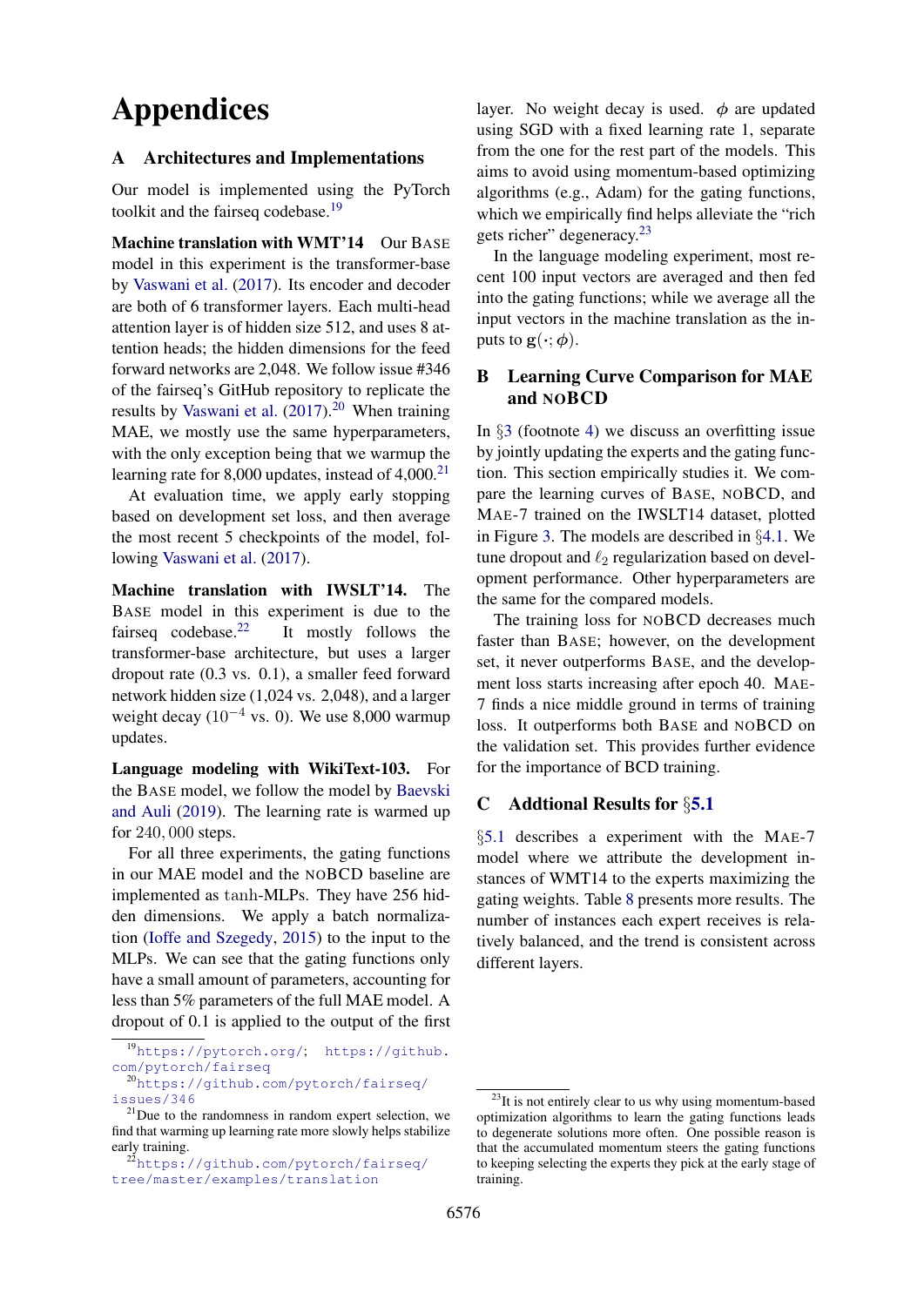# Appendices

## A Architectures and Implementations

Our model is implemented using the PyTorch toolkit and the fairseq codebase.[19]

**Machine translation with WMT'14** Our BASE model in this experiment is the transformer-base by Vaswani et al. (2017). Its encoder and decoder are both of 6 transformer layers. Each multi-head attention layer is of hidden size 512, and uses 8 attention heads; the hidden dimensions for the feed forward networks are 2,048. We follow issue #346 of the fairseq's GitHub repository to replicate the results by Vaswani et al. (2017).[20] When training MAE, we mostly use the same hyperparameters, with the only exception being that we warmup the learning rate for 8,000 updates, instead of 4,000.[21]

At evaluation time, we apply early stopping based on development set loss, and then average the most recent 5 checkpoints of the model, following Vaswani et al. (2017).

**Machine translation with IWSLT'14.** The BASE model in this experiment is due to the fairseq codebase.[22] It mostly follows the transformer-base architecture, but uses a larger dropout rate (0.3 vs. 0.1), a smaller feed forward network hidden size (1,024 vs. 2,048), and a larger weight decay ($10^{-4}$ vs. 0). We use 8,000 warmup updates.

**Language modeling with WikiText-103.** For the BASE model, we follow the model by Baevski and Auli (2019). The learning rate is warmed up for $240,000$ steps.

For all three experiments, the gating functions in our MAE model and the NOBCD baseline are implemented as $\tanh$-MLPs. They have 256 hidden dimensions. We apply a batch normalization (Ioffe and Szegedy, 2015) to the input to the MLPs. We can see that the gating functions only have a small amount of parameters, accounting for less than 5% parameters of the full MAE model. A dropout of 0.1 is applied to the output of the first layer. No weight decay is used. $\phi$ are updated using SGD with a fixed learning rate 1, separate from the one for the rest part of the models. This aims to avoid using momentum-based optimizing algorithms (e.g., Adam) for the gating functions, which we empirically find helps alleviate the "rich gets richer" degeneracy.[23]

In the language modeling experiment, most recent 100 input vectors are averaged and then fed into the gating functions; while we average all the input vectors in the machine translation as the inputs to $\mathbf{g}(\cdot;\phi)$.

## B Learning Curve Comparison for MAE and NOBCD

In §3 (footnote 4) we discuss an overfitting issue by jointly updating the experts and the gating function. This section empirically studies it. We compare the learning curves of BASE, NOBCD, and MAE-7 trained on the IWSLT14 dataset, plotted in Figure 3. The models are described in §4.1. We tune dropout and $\ell_2$ regularization based on development performance. Other hyperparameters are the same for the compared models.

The training loss for NOBCD decreases much faster than BASE; however, on the development set, it never outperforms BASE, and the development loss starts increasing after epoch 40. MAE-7 finds a nice middle ground in terms of training loss. It outperforms both BASE and NOBCD on the validation set. This provides further evidence for the importance of BCD training.

## C Addtional Results for §5.1

§5.1 describes a experiment with the MAE-7 model where we attribute the development instances of WMT14 to the experts maximizing the gating weights. Table 8 presents more results. The number of instances each expert receives is relatively balanced, and the trend is consistent across different layers.

---

[19] https://pytorch.org/; https://github.com/pytorch/fairseq

[20] https://github.com/pytorch/fairseq/issues/346

[21] Due to the randomness in random expert selection, we find that warming up learning rate more slowly helps stabilize early training.

[22] https://github.com/pytorch/fairseq/tree/master/examples/translation

[23] It is not entirely clear to us why using momentum-based optimization algorithms to learn the gating functions leads to degenerate solutions more often. One possible reason is that the accumulated momentum steers the gating functions to keeping selecting the experts they pick at the early stage of training.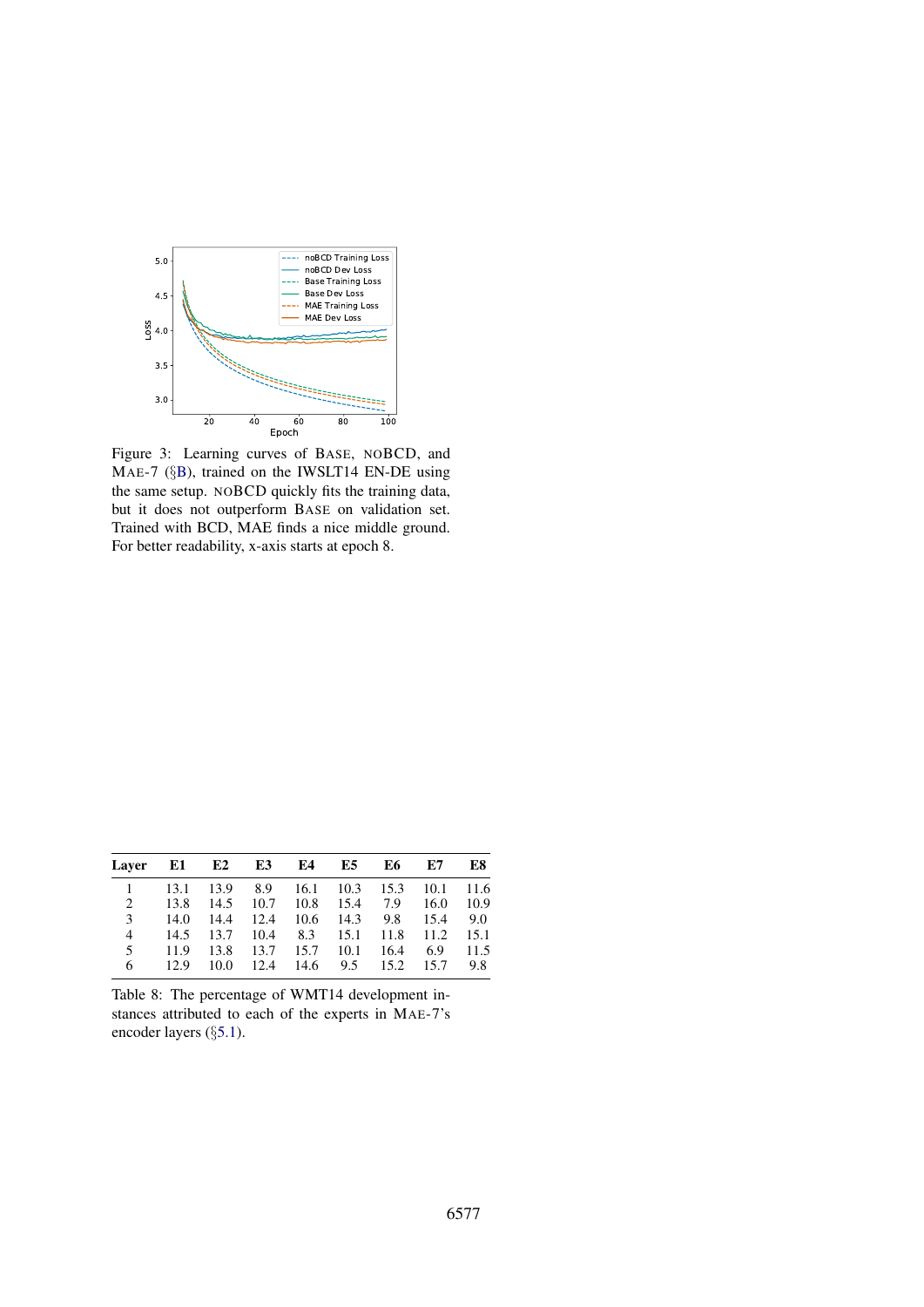5.0
4.5
4.0
3.5
3.0
Loss
20
40
60
80
100
Epoch

noBCD Training Loss
noBCD Dev Loss
Base Training Loss
Base Dev Loss
MAE Training Loss
MAE Dev Loss

Figure 3: Learning curves of BASE, NOBCD, and MAE-7 (§B), trained on the IWSLT14 EN-DE using the same setup. NOBCD quickly fits the training data, but it does not outperform BASE on validation set. Trained with BCD, MAE finds a nice middle ground. For better readability, x-axis starts at epoch 8.

| Layer | E1 | E2 | E3 | E4 | E5 | E6 | E7 | E8 |
|---|---|---|---|---|---|---|---|---|
| 1 | 13.1 | 13.9 | 8.9 | 16.1 | 10.3 | 15.3 | 10.1 | 11.6 |
| 2 | 13.8 | 14.5 | 10.7 | 10.8 | 15.4 | 7.9 | 16.0 | 10.9 |
| 3 | 14.0 | 14.4 | 12.4 | 10.6 | 14.3 | 9.8 | 15.4 | 9.0 |
| 4 | 14.5 | 13.7 | 10.4 | 8.3 | 15.1 | 11.8 | 11.2 | 15.1 |
| 5 | 11.9 | 13.8 | 13.7 | 15.7 | 10.1 | 16.4 | 6.9 | 11.5 |
| 6 | 12.9 | 10.0 | 12.4 | 14.6 | 9.5 | 15.2 | 15.7 | 9.8 |

Table 8: The percentage of WMT14 development instances attributed to each of the experts in MAE-7's encoder layers (§5.1).